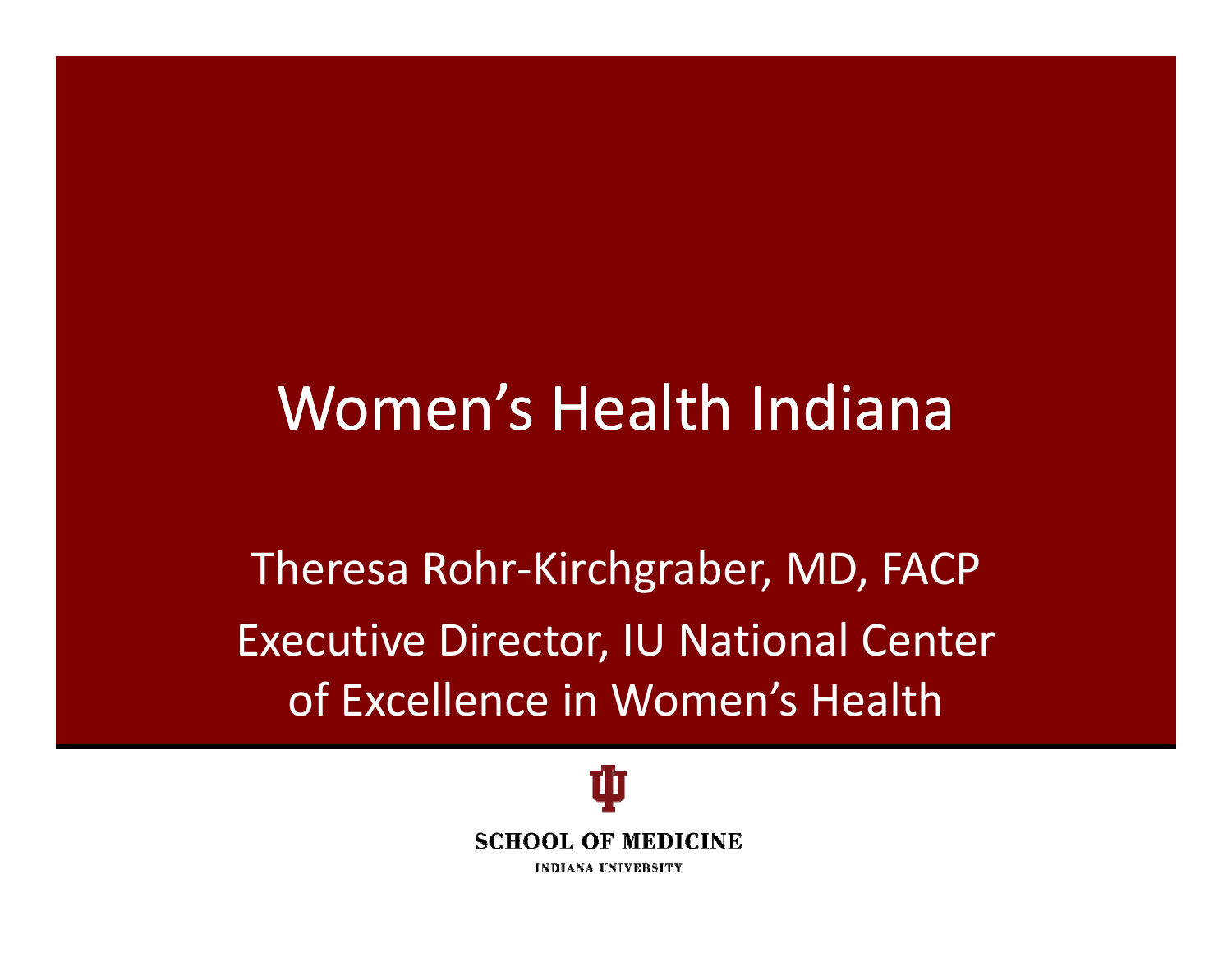# Women's Health Indiana

Theresa Rohr-Kirchgraber, MD, FACP

Executive Director, IU National Center of Excellence in Women's Health

SCHOOL OF MEDICINE

INDIANA UNIVERSITY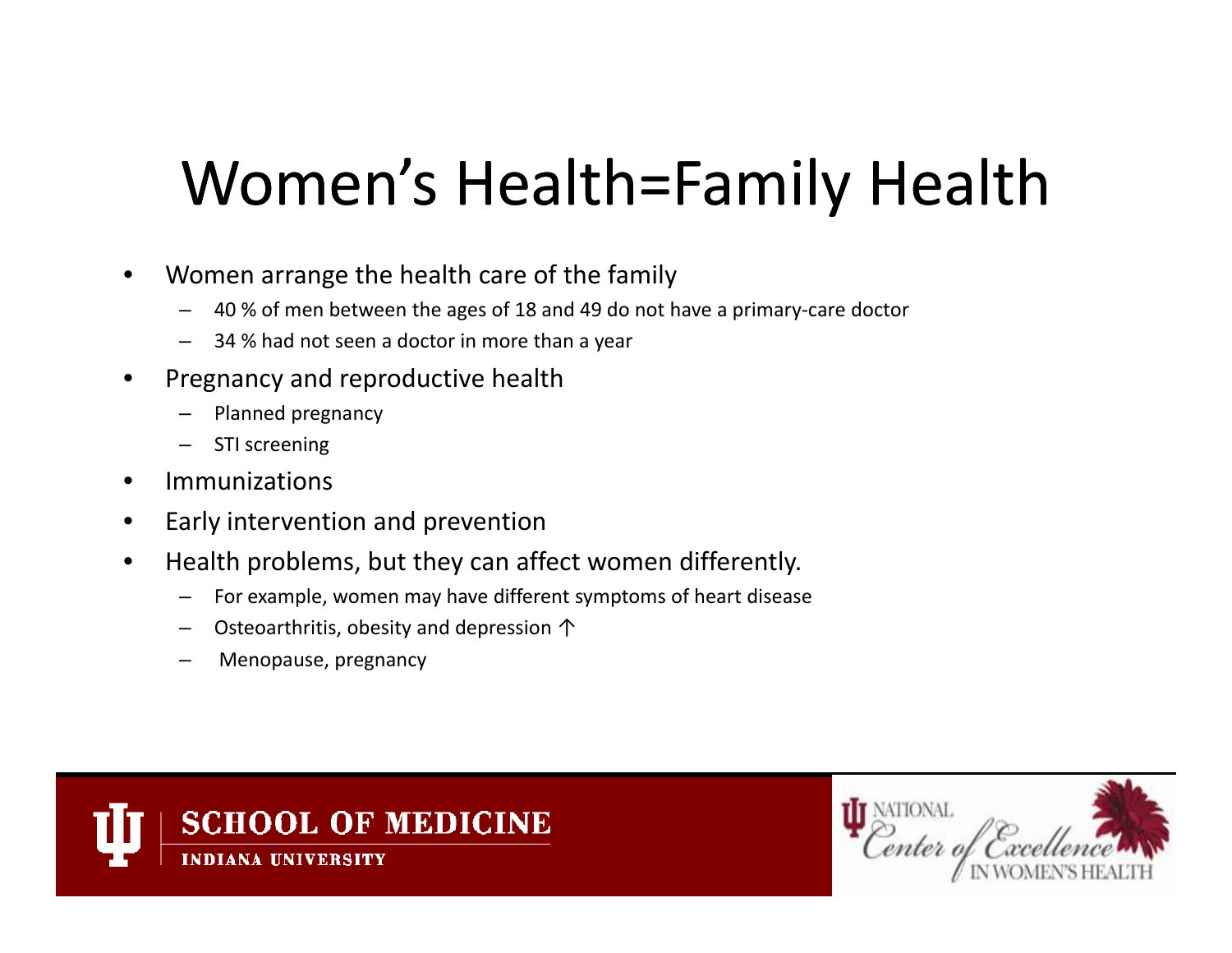# Women's Health=Family Health

- Women arrange the health care of the family
  - 40 % of men between the ages of 18 and 49 do not have a primary-care doctor
  - 34 % had not seen a doctor in more than a year
- Pregnancy and reproductive health
  - Planned pregnancy
  - STI screening
- Immunizations
- Early intervention and prevention
- Health problems, but they can affect women differently.
  - For example, women may have different symptoms of heart disease
  - Osteoarthritis, obesity and depression ↑
  - Menopause, pregnancy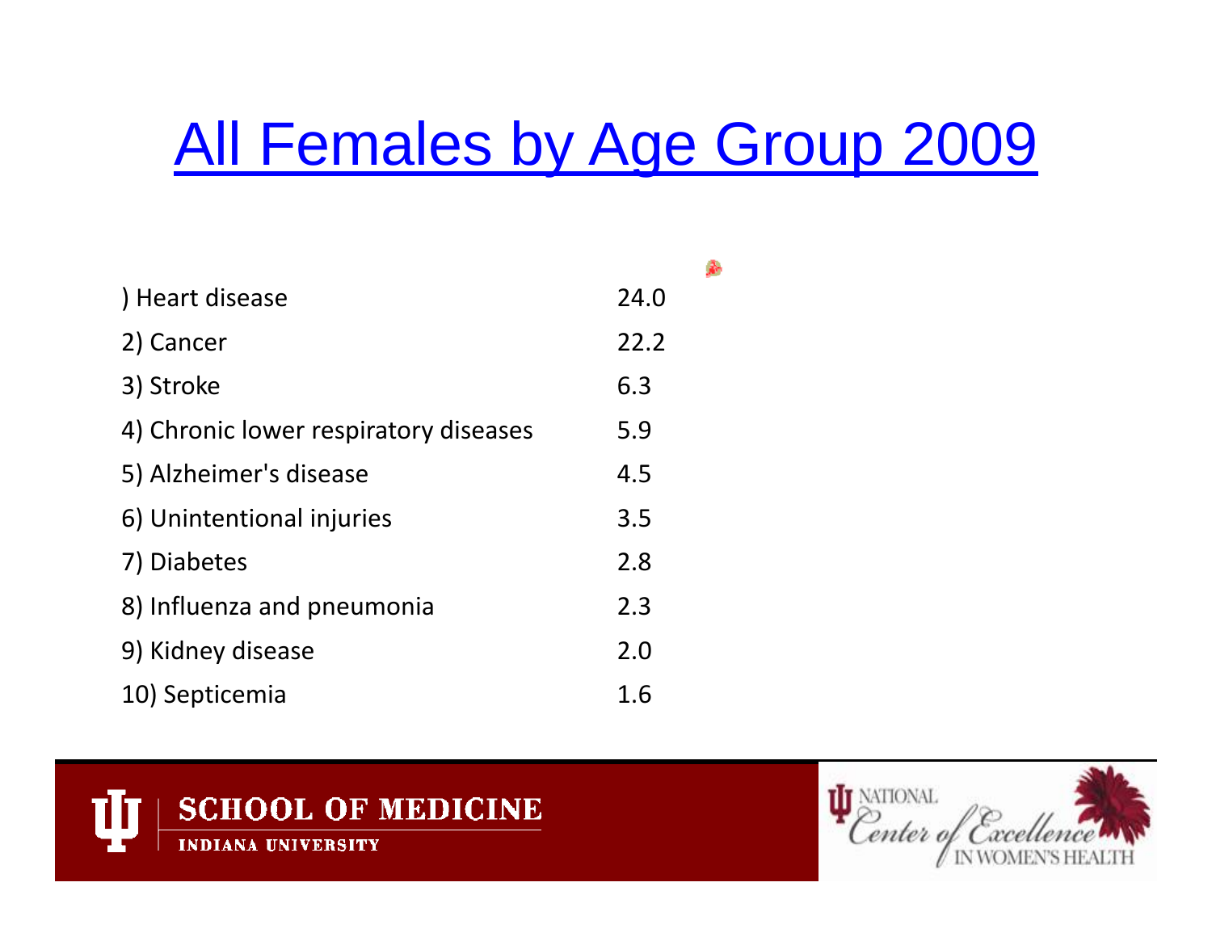# [All Females by Age Group 2009]

| | |
|---|---|
| ) Heart disease | 24.0 |
| 2) Cancer | 22.2 |
| 3) Stroke | 6.3 |
| 4) Chronic lower respiratory diseases | 5.9 |
| 5) Alzheimer's disease | 4.5 |
| 6) Unintentional injuries | 3.5 |
| 7) Diabetes | 2.8 |
| 8) Influenza and pneumonia | 2.3 |
| 9) Kidney disease | 2.0 |
| 10) Septicemia | 1.6 |

SCHOOL OF MEDICINE
INDIANA UNIVERSITY

NATIONAL Center of Excellence IN WOMEN'S HEALTH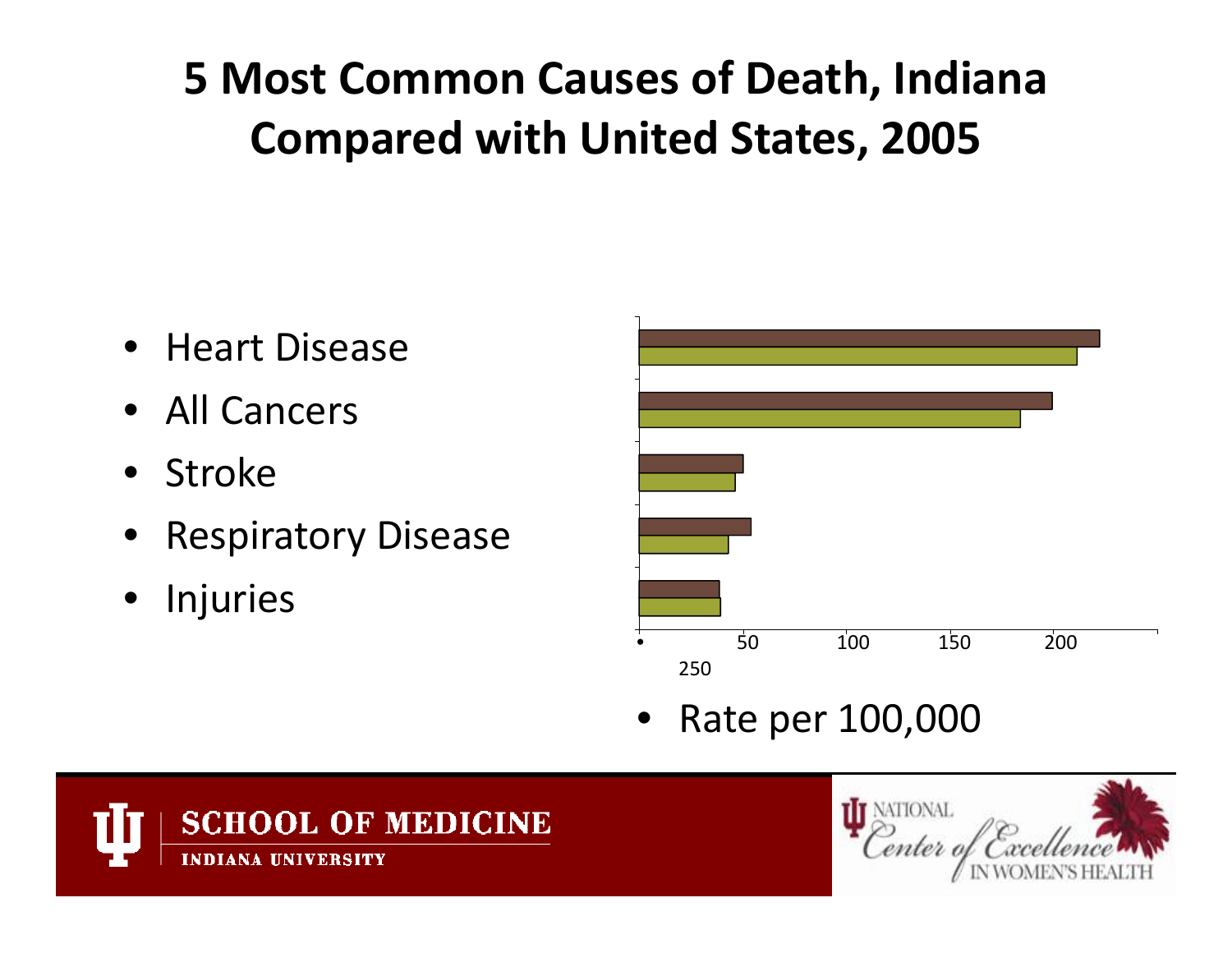# 5 Most Common Causes of Death, Indiana Compared with United States, 2005

- Heart Disease
- All Cancers
- Stroke
- Respiratory Disease
- Injuries

- 50 100 150 200 250

- Rate per 100,000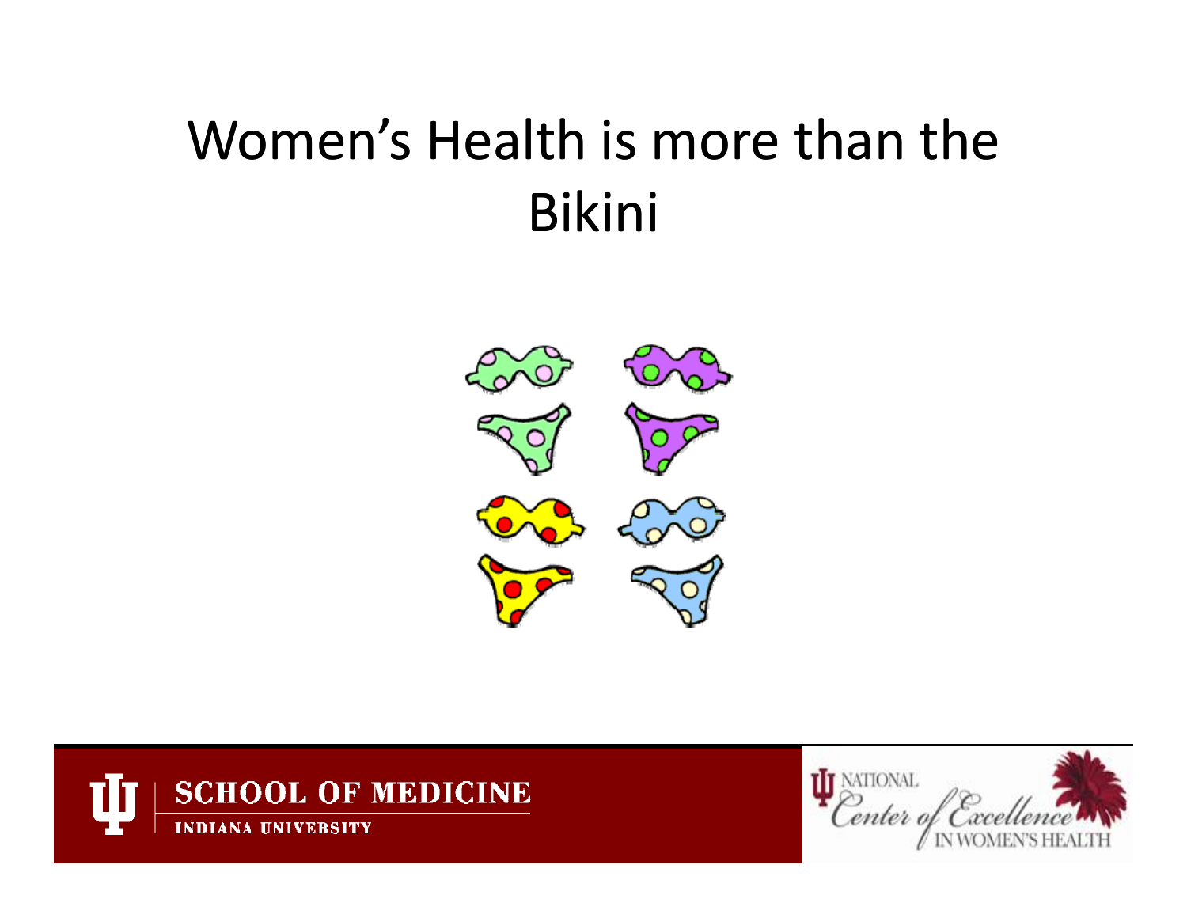# Women's Health is more than the Bikini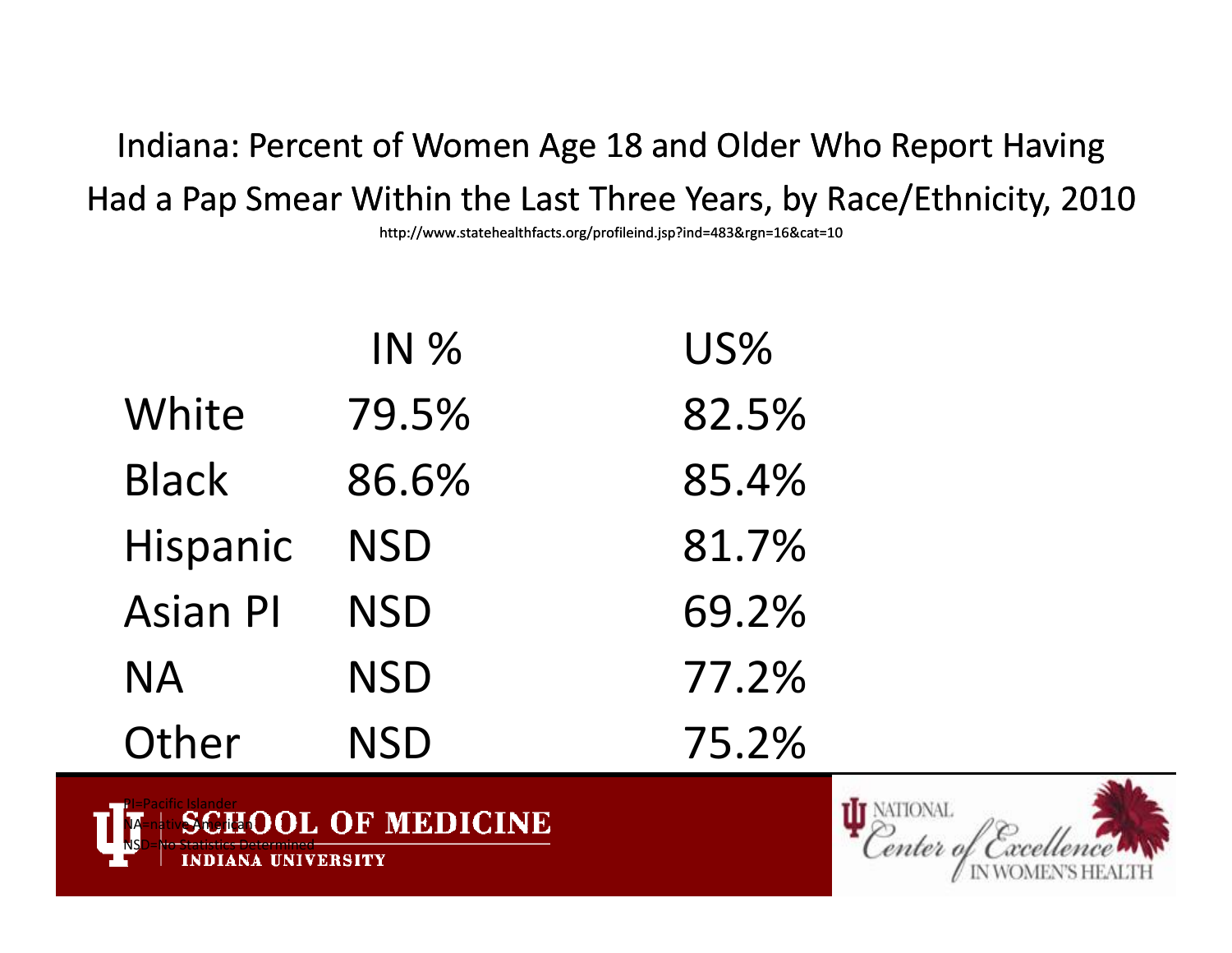# Indiana: Percent of Women Age 18 and Older Who Report Having Had a Pap Smear Within the Last Three Years, by Race/Ethnicity, 2010

http://www.statehealthfacts.org/profileind.jsp?ind=483&rgn=16&cat=10

| | IN % | US% |
|---|---|---|
| White | 79.5% | 82.5% |
| Black | 86.6% | 85.4% |
| Hispanic | NSD | 81.7% |
| Asian PI | NSD | 69.2% |
| NA | NSD | 77.2% |
| Other | NSD | 75.2% |

PI=Pacific Islander
NA=native American
NSD=No Statistics Determined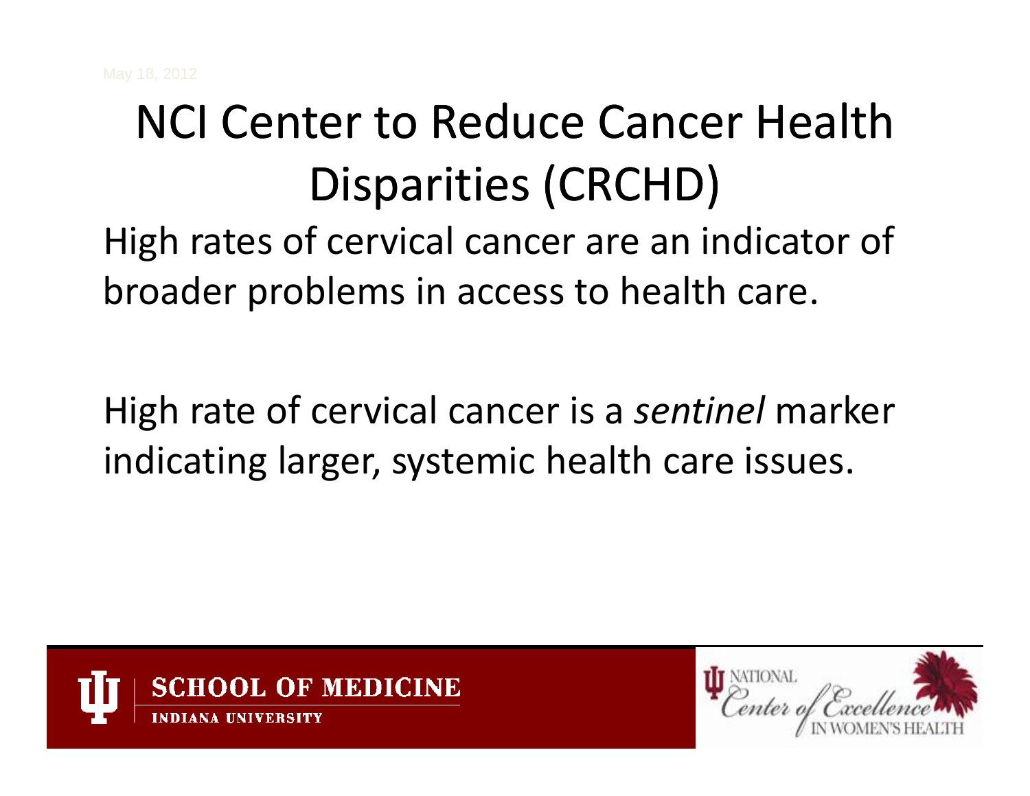# NCI Center to Reduce Cancer Health Disparities (CRCHD)

High rates of cervical cancer are an indicator of broader problems in access to health care.

High rate of cervical cancer is a *sentinel* marker indicating larger, systemic health care issues.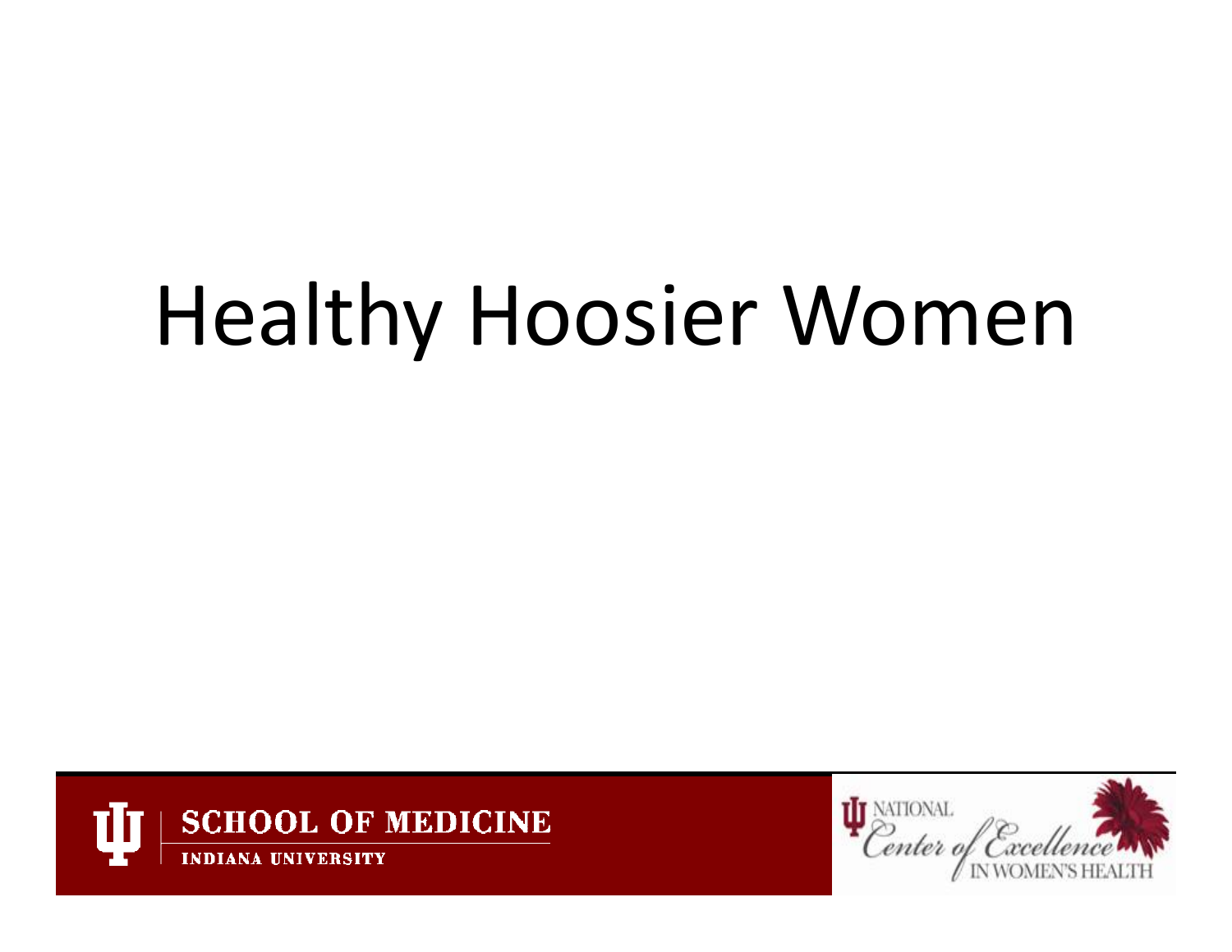# Healthy Hoosier Women

SCHOOL OF MEDICINE

INDIANA UNIVERSITY

NATIONAL Center of Excellence IN WOMEN'S HEALTH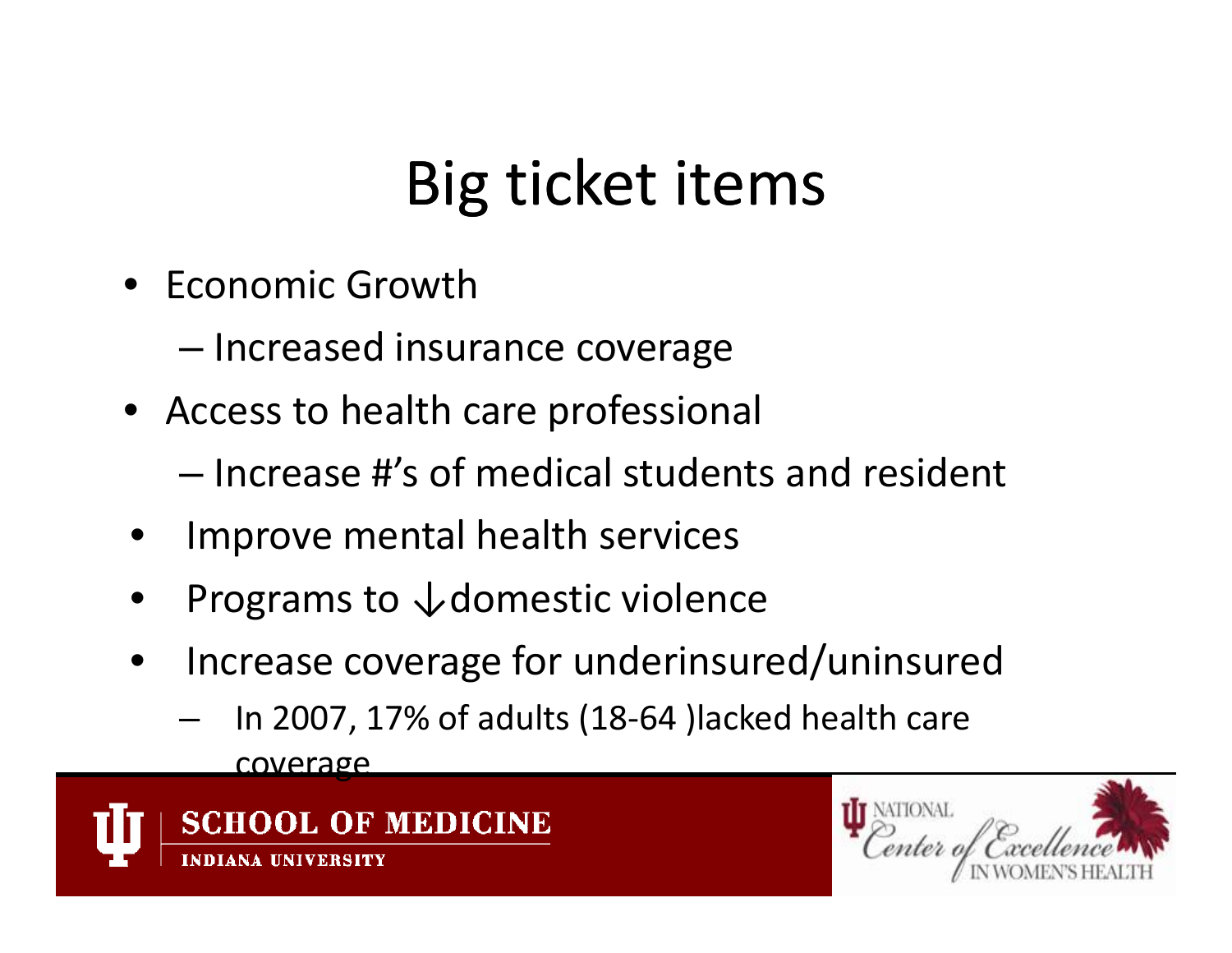# Big ticket items

- Economic Growth
  - Increased insurance coverage
- Access to health care professional
  - Increase #'s of medical students and resident
- Improve mental health services
- Programs to ↓domestic violence
- Increase coverage for underinsured/uninsured
  - In 2007, 17% of adults (18-64 )lacked health care coverage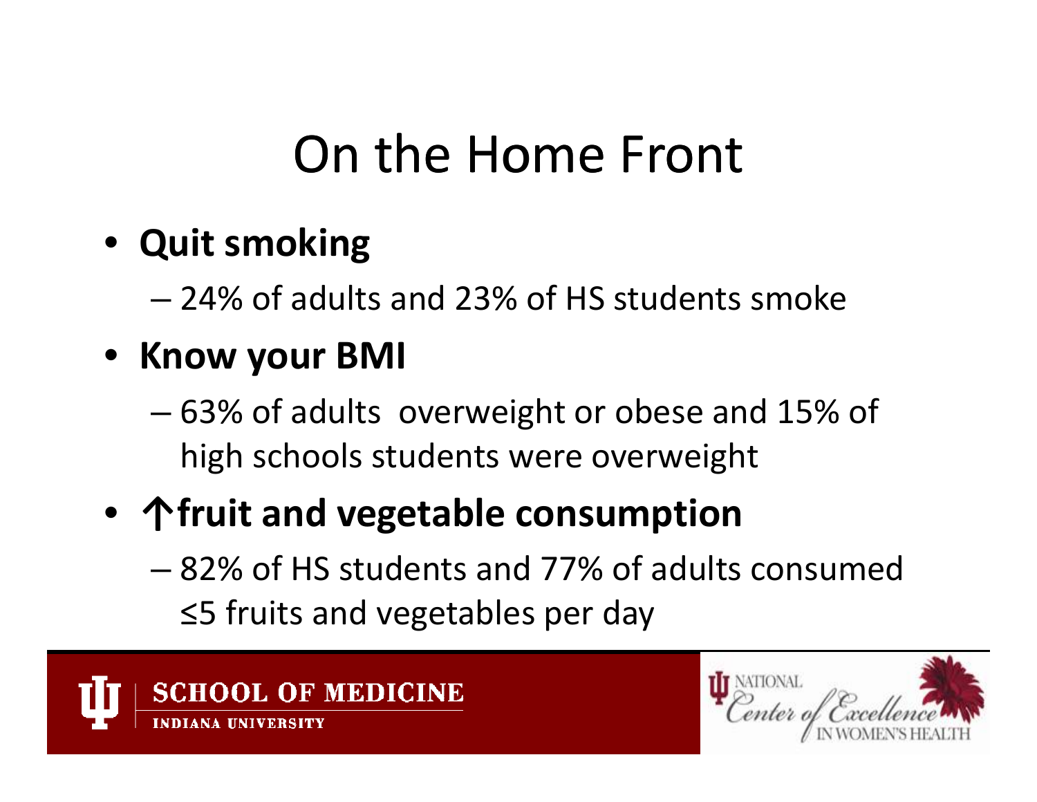# On the Home Front

- **Quit smoking**
  - 24% of adults and 23% of HS students smoke
- **Know your BMI**
  - 63% of adults  overweight or obese and 15% of high schools students were overweight
- **↑fruit and vegetable consumption**
  - 82% of HS students and 77% of adults consumed ≤5 fruits and vegetables per day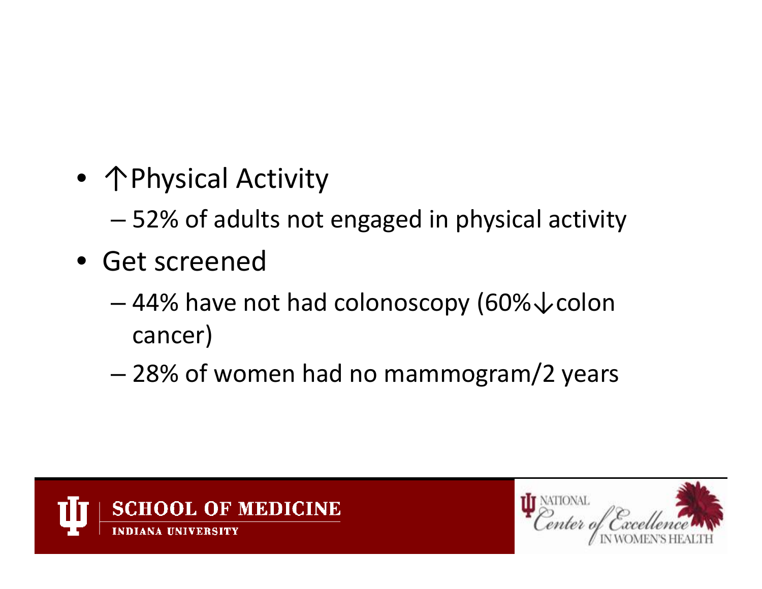- ↑Physical Activity
  - 52% of adults not engaged in physical activity
- Get screened
  - 44% have not had colonoscopy (60%↓colon cancer)
  - 28% of women had no mammogram/2 years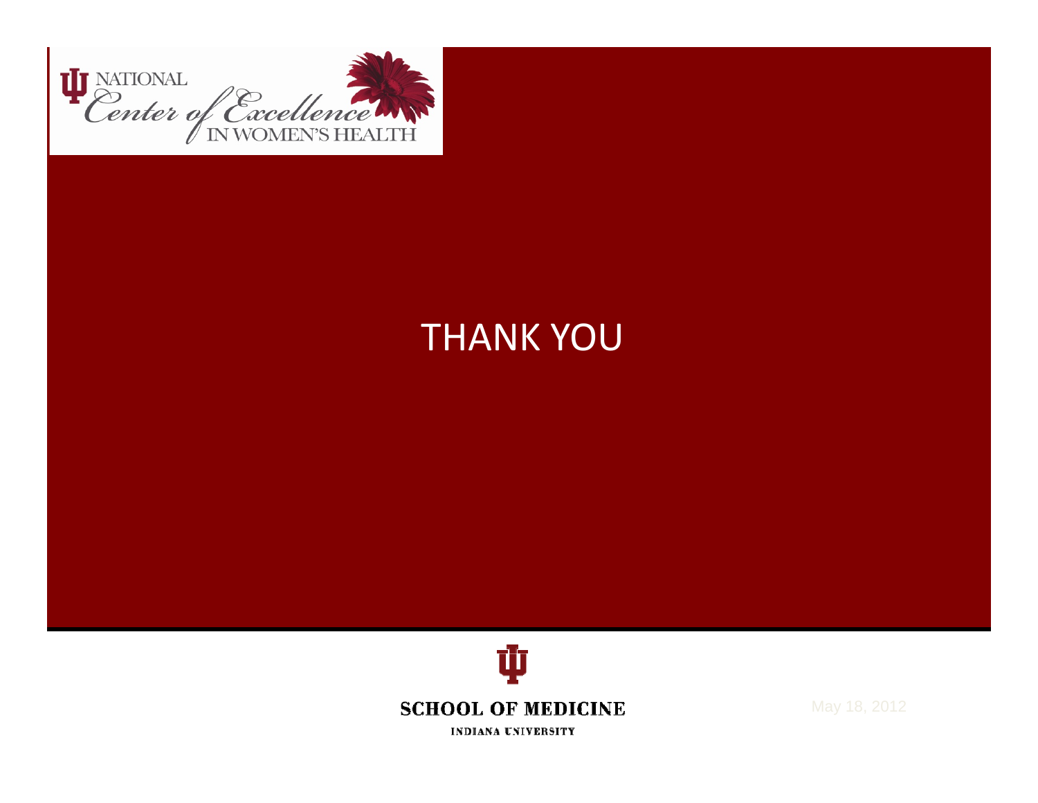NATIONAL Center of Excellence IN WOMEN'S HEALTH

# THANK YOU

SCHOOL OF MEDICINE

INDIANA UNIVERSITY

May 18, 2012